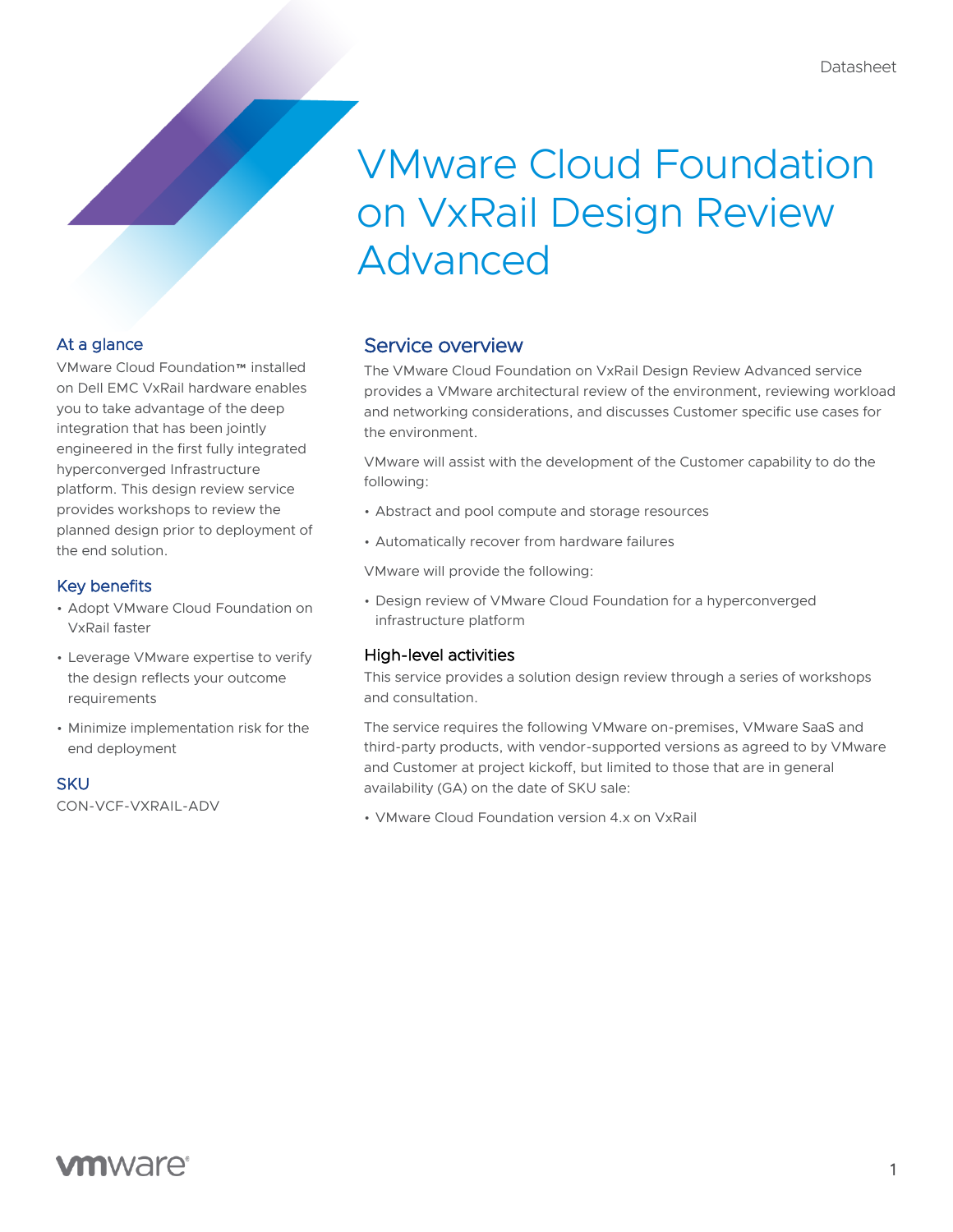Datasheet

# VMware Cloud Foundation on VxRail Design Review Advanced

## At a glance

VMware Cloud Foundation™ installed on Dell EMC VxRail hardware enables you to take advantage of the deep integration that has been jointly engineered in the first fully integrated hyperconverged Infrastructure platform. This design review service provides workshops to review the planned design prior to deployment of the end solution.

## Key benefits

- Adopt VMware Cloud Foundation on VxRail faster
- Leverage VMware expertise to verify the design reflects your outcome requirements
- Minimize implementation risk for the end deployment

## SKU

CON-VCF-VXRAIL-ADV

## Service overview

The VMware Cloud Foundation on VxRail Design Review Advanced service provides a VMware architectural review of the environment, reviewing workload and networking considerations, and discusses Customer specific use cases for the environment.

VMware will assist with the development of the Customer capability to do the following:

- Abstract and pool compute and storage resources
- Automatically recover from hardware failures

VMware will provide the following:

- Design review of VMware Cloud Foundation for a hyperconverged infrastructure platform

### High-level activities

This service provides a solution design review through a series of workshops and consultation.

The service requires the following VMware on-premises, VMware SaaS and third-party products, with vendor-supported versions as agreed to by VMware and Customer at project kickoff, but limited to those that are in general availability (GA) on the date of SKU sale:

- VMware Cloud Foundation version 4.x on VxRail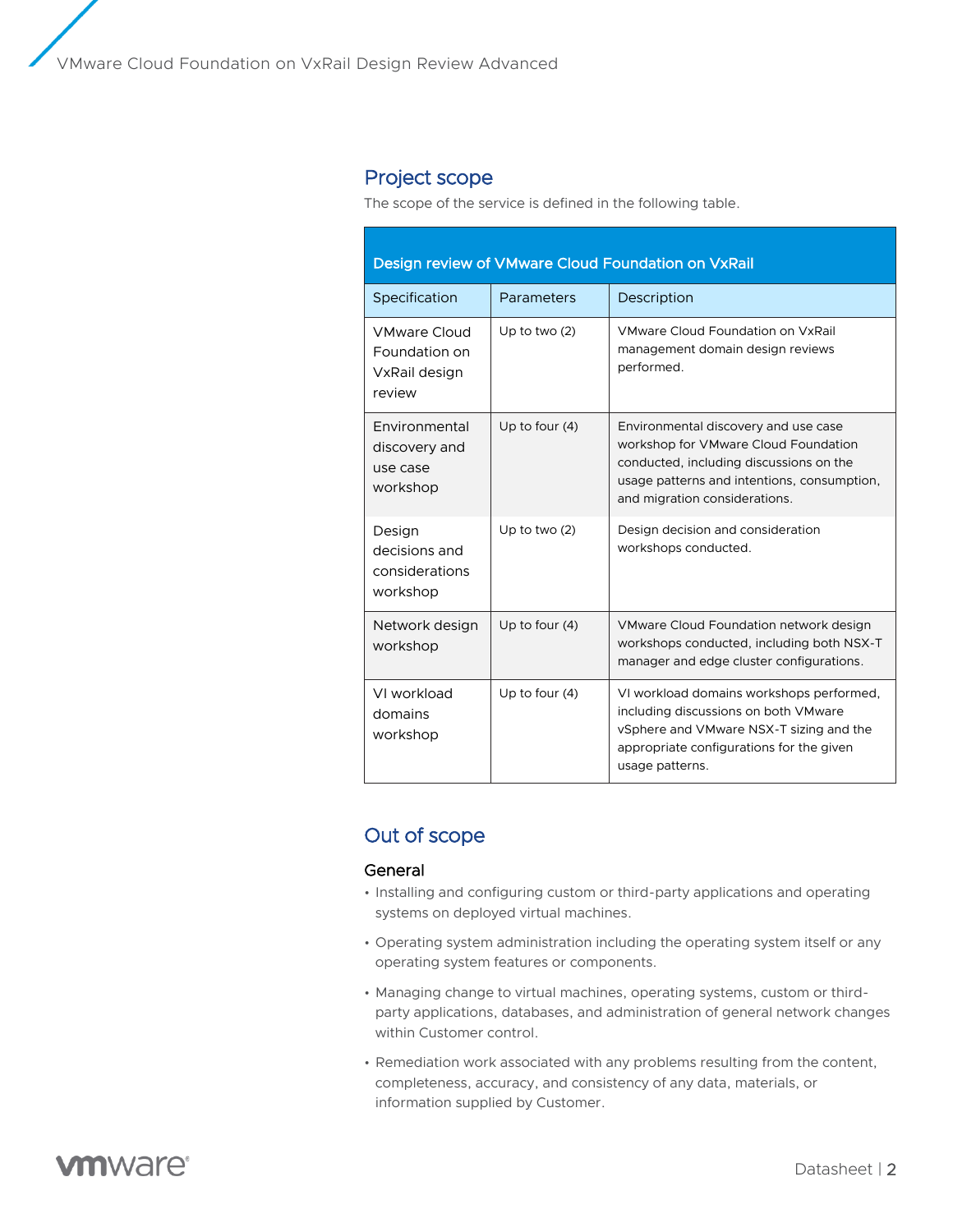## Project scope

The scope of the service is defined in the following table.

| Design review of VMware Cloud Foundation on VxRail | | |
|---|---|---|
| Specification | Parameters | Description |
| VMware Cloud Foundation on VxRail design review | Up to two (2) | VMware Cloud Foundation on VxRail management domain design reviews performed. |
| Environmental discovery and use case workshop | Up to four (4) | Environmental discovery and use case workshop for VMware Cloud Foundation conducted, including discussions on the usage patterns and intentions, consumption, and migration considerations. |
| Design decisions and considerations workshop | Up to two (2) | Design decision and consideration workshops conducted. |
| Network design workshop | Up to four (4) | VMware Cloud Foundation network design workshops conducted, including both NSX-T manager and edge cluster configurations. |
| VI workload domains workshop | Up to four (4) | VI workload domains workshops performed, including discussions on both VMware vSphere and VMware NSX-T sizing and the appropriate configurations for the given usage patterns. |

## Out of scope

### General

- Installing and configuring custom or third-party applications and operating systems on deployed virtual machines.
- Operating system administration including the operating system itself or any operating system features or components.
- Managing change to virtual machines, operating systems, custom or third-party applications, databases, and administration of general network changes within Customer control.
- Remediation work associated with any problems resulting from the content, completeness, accuracy, and consistency of any data, materials, or information supplied by Customer.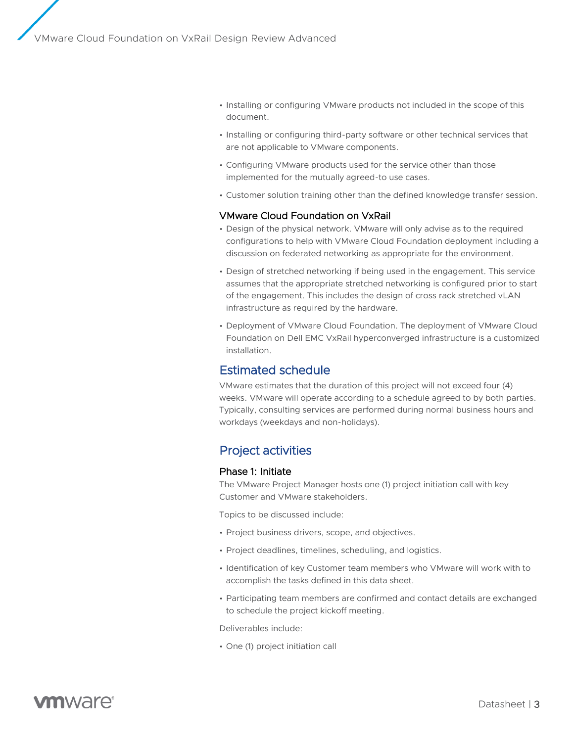- Installing or configuring VMware products not included in the scope of this document.
- Installing or configuring third-party software or other technical services that are not applicable to VMware components.
- Configuring VMware products used for the service other than those implemented for the mutually agreed-to use cases.
- Customer solution training other than the defined knowledge transfer session.

### VMware Cloud Foundation on VxRail

- Design of the physical network. VMware will only advise as to the required configurations to help with VMware Cloud Foundation deployment including a discussion on federated networking as appropriate for the environment.
- Design of stretched networking if being used in the engagement. This service assumes that the appropriate stretched networking is configured prior to start of the engagement. This includes the design of cross rack stretched vLAN infrastructure as required by the hardware.
- Deployment of VMware Cloud Foundation. The deployment of VMware Cloud Foundation on Dell EMC VxRail hyperconverged infrastructure is a customized installation.

## Estimated schedule

VMware estimates that the duration of this project will not exceed four (4) weeks. VMware will operate according to a schedule agreed to by both parties. Typically, consulting services are performed during normal business hours and workdays (weekdays and non-holidays).

## Project activities

### Phase 1: Initiate

The VMware Project Manager hosts one (1) project initiation call with key Customer and VMware stakeholders.

Topics to be discussed include:

- Project business drivers, scope, and objectives.
- Project deadlines, timelines, scheduling, and logistics.
- Identification of key Customer team members who VMware will work with to accomplish the tasks defined in this data sheet.
- Participating team members are confirmed and contact details are exchanged to schedule the project kickoff meeting.

Deliverables include:

- One (1) project initiation call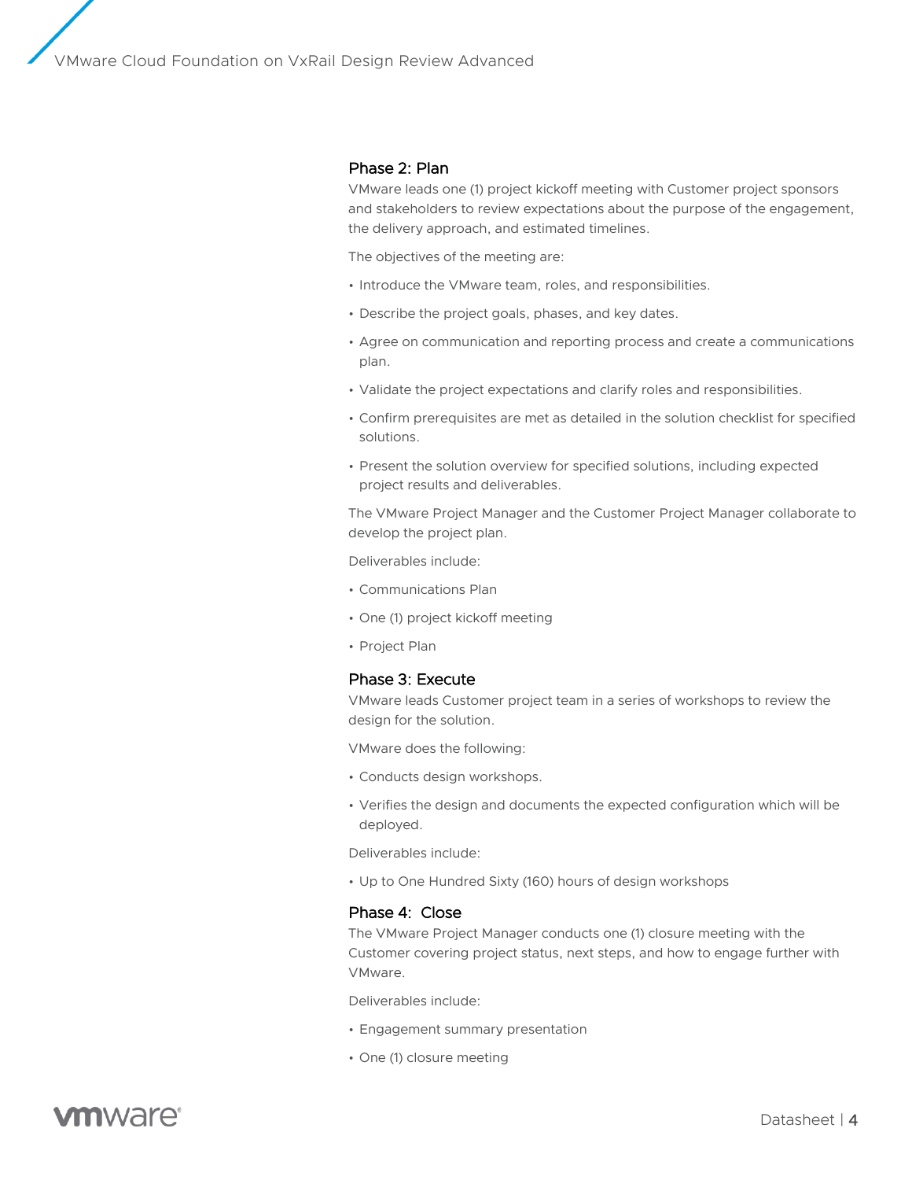## Phase 2: Plan

VMware leads one (1) project kickoff meeting with Customer project sponsors and stakeholders to review expectations about the purpose of the engagement, the delivery approach, and estimated timelines.

The objectives of the meeting are:

- Introduce the VMware team, roles, and responsibilities.
- Describe the project goals, phases, and key dates.
- Agree on communication and reporting process and create a communications plan.
- Validate the project expectations and clarify roles and responsibilities.
- Confirm prerequisites are met as detailed in the solution checklist for specified solutions.
- Present the solution overview for specified solutions, including expected project results and deliverables.

The VMware Project Manager and the Customer Project Manager collaborate to develop the project plan.

Deliverables include:

- Communications Plan
- One (1) project kickoff meeting
- Project Plan

## Phase 3: Execute

VMware leads Customer project team in a series of workshops to review the design for the solution.

VMware does the following:

- Conducts design workshops.
- Verifies the design and documents the expected configuration which will be deployed.

Deliverables include:

- Up to One Hundred Sixty (160) hours of design workshops

## Phase 4: Close

The VMware Project Manager conducts one (1) closure meeting with the Customer covering project status, next steps, and how to engage further with VMware.

Deliverables include:

- Engagement summary presentation
- One (1) closure meeting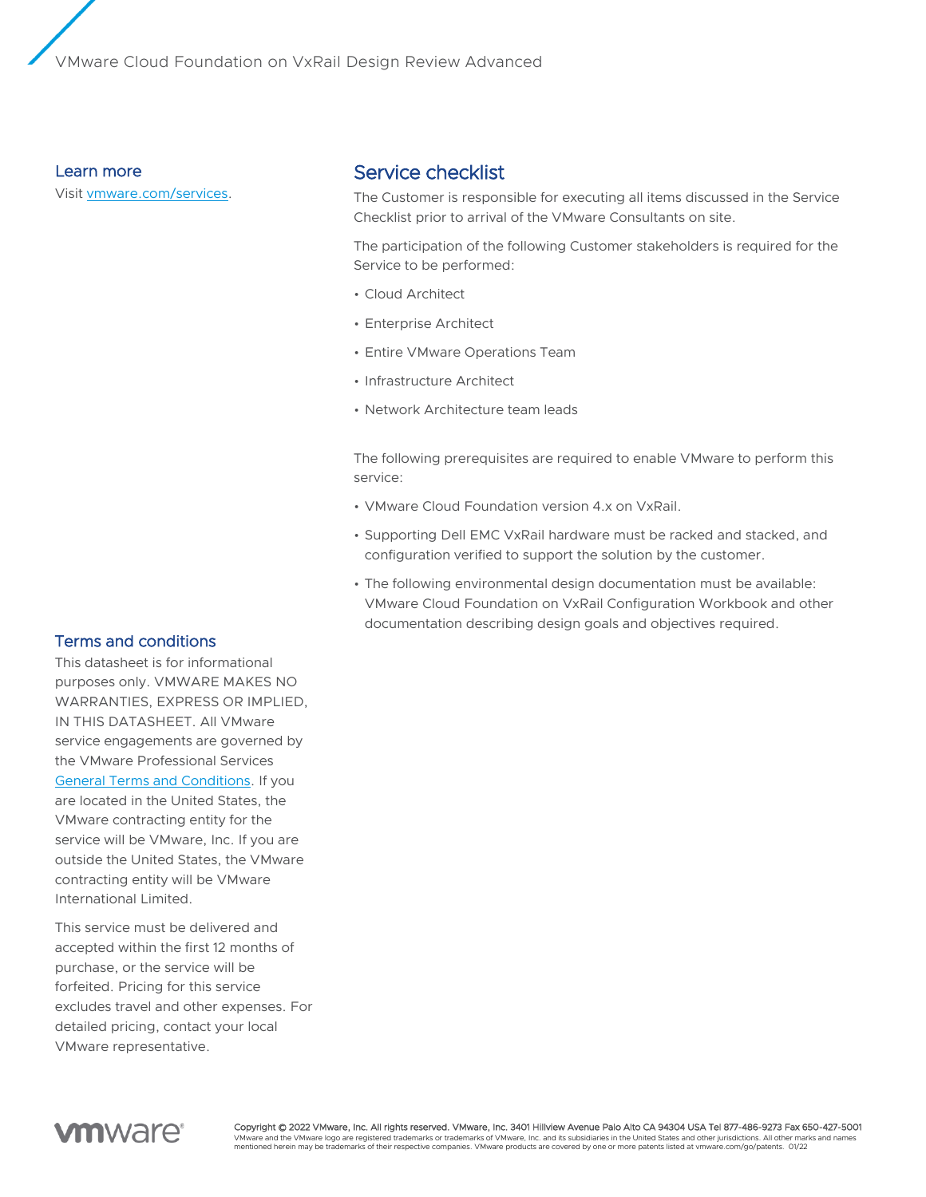## Learn more

Visit [vmware.com/services](vmware.com/services).

## Terms and conditions

This datasheet is for informational purposes only. VMWARE MAKES NO WARRANTIES, EXPRESS OR IMPLIED, IN THIS DATASHEET. All VMware service engagements are governed by the VMware Professional Services General Terms and Conditions. If you are located in the United States, the VMware contracting entity for the service will be VMware, Inc. If you are outside the United States, the VMware contracting entity will be VMware International Limited.

This service must be delivered and accepted within the first 12 months of purchase, or the service will be forfeited. Pricing for this service excludes travel and other expenses. For detailed pricing, contact your local VMware representative.

## Service checklist

The Customer is responsible for executing all items discussed in the Service Checklist prior to arrival of the VMware Consultants on site.

The participation of the following Customer stakeholders is required for the Service to be performed:

- Cloud Architect
- Enterprise Architect
- Entire VMware Operations Team
- Infrastructure Architect
- Network Architecture team leads

The following prerequisites are required to enable VMware to perform this service:

- VMware Cloud Foundation version 4.x on VxRail.
- Supporting Dell EMC VxRail hardware must be racked and stacked, and configuration verified to support the solution by the customer.
- The following environmental design documentation must be available: VMware Cloud Foundation on VxRail Configuration Workbook and other documentation describing design goals and objectives required.

Copyright © 2022 VMware, Inc. All rights reserved. VMware, Inc. 3401 Hillview Avenue Palo Alto CA 94304 USA Tel 877-486-9273 Fax 650-427-5001
VMware and the VMware logo are registered trademarks or trademarks of VMware, Inc. and its subsidiaries in the United States and other jurisdictions. All other marks and names mentioned herein may be trademarks of their respective companies. VMware products are covered by one or more patents listed at vmware.com/go/patents. 01/22